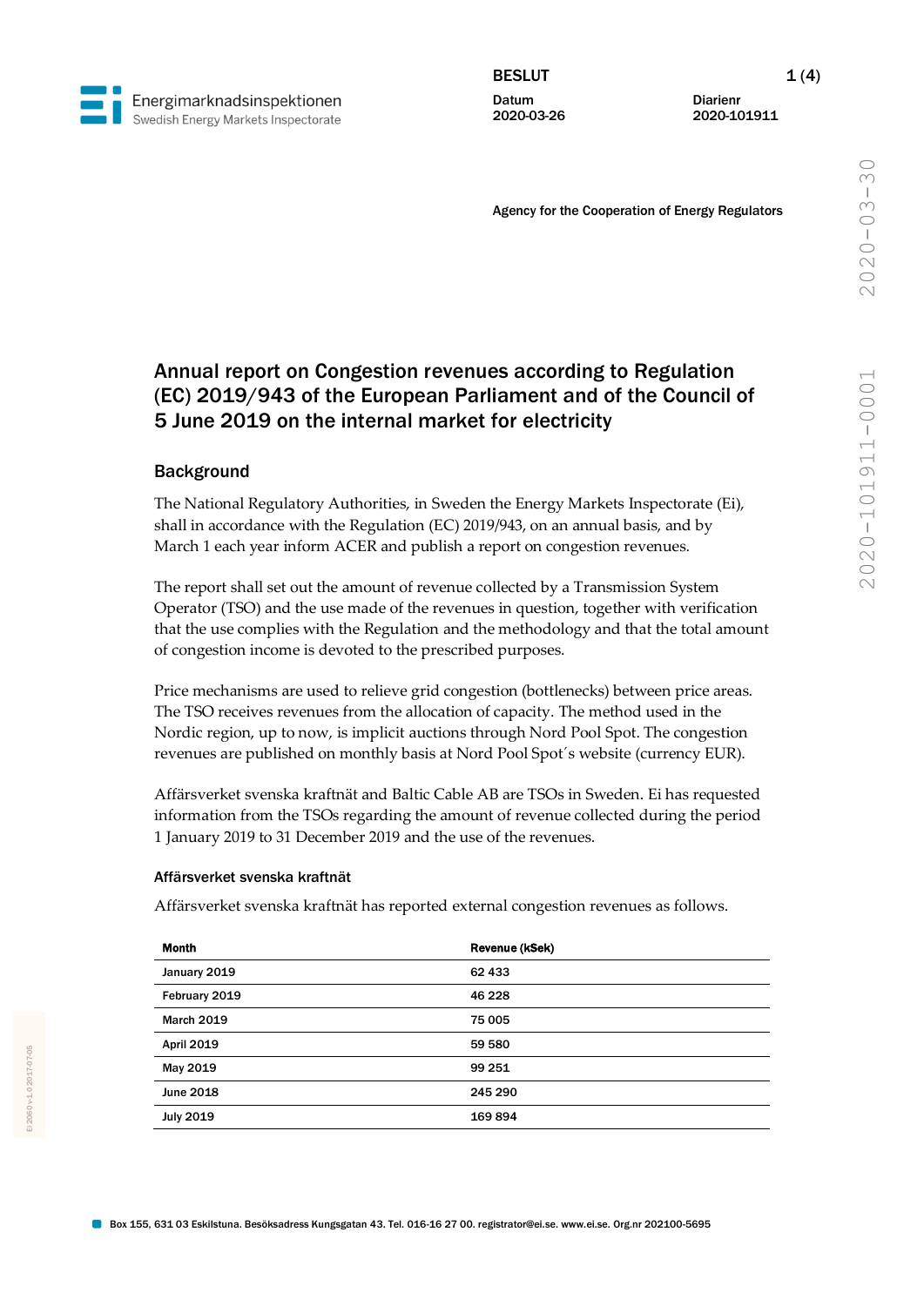Energimarknadsinspektionen
Swedish Energy Markets Inspectorate

**BESLUT**

| Datum | Diarienr |
|---|---|
| 2020-03-26 | 2020-101911 |

Agency for the Cooperation of Energy Regulators

# Annual report on Congestion revenues according to Regulation (EC) 2019/943 of the European Parliament and of the Council of 5 June 2019 on the internal market for electricity

## Background

The National Regulatory Authorities, in Sweden the Energy Markets Inspectorate (Ei), shall in accordance with the Regulation (EC) 2019/943, on an annual basis, and by March 1 each year inform ACER and publish a report on congestion revenues.

The report shall set out the amount of revenue collected by a Transmission System Operator (TSO) and the use made of the revenues in question, together with verification that the use complies with the Regulation and the methodology and that the total amount of congestion income is devoted to the prescribed purposes.

Price mechanisms are used to relieve grid congestion (bottlenecks) between price areas. The TSO receives revenues from the allocation of capacity. The method used in the Nordic region, up to now, is implicit auctions through Nord Pool Spot. The congestion revenues are published on monthly basis at Nord Pool Spot´s website (currency EUR).

Affärsverket svenska kraftnät and Baltic Cable AB are TSOs in Sweden. Ei has requested information from the TSOs regarding the amount of revenue collected during the period 1 January 2019 to 31 December 2019 and the use of the revenues.

### Affärsverket svenska kraftnät

Affärsverket svenska kraftnät has reported external congestion revenues as follows.

| Month | Revenue (kSek) |
|---|---|
| January 2019 | 62 433 |
| February 2019 | 46 228 |
| March 2019 | 75 005 |
| April 2019 | 59 580 |
| May 2019 | 99 251 |
| June 2018 | 245 290 |
| July 2019 | 169 894 |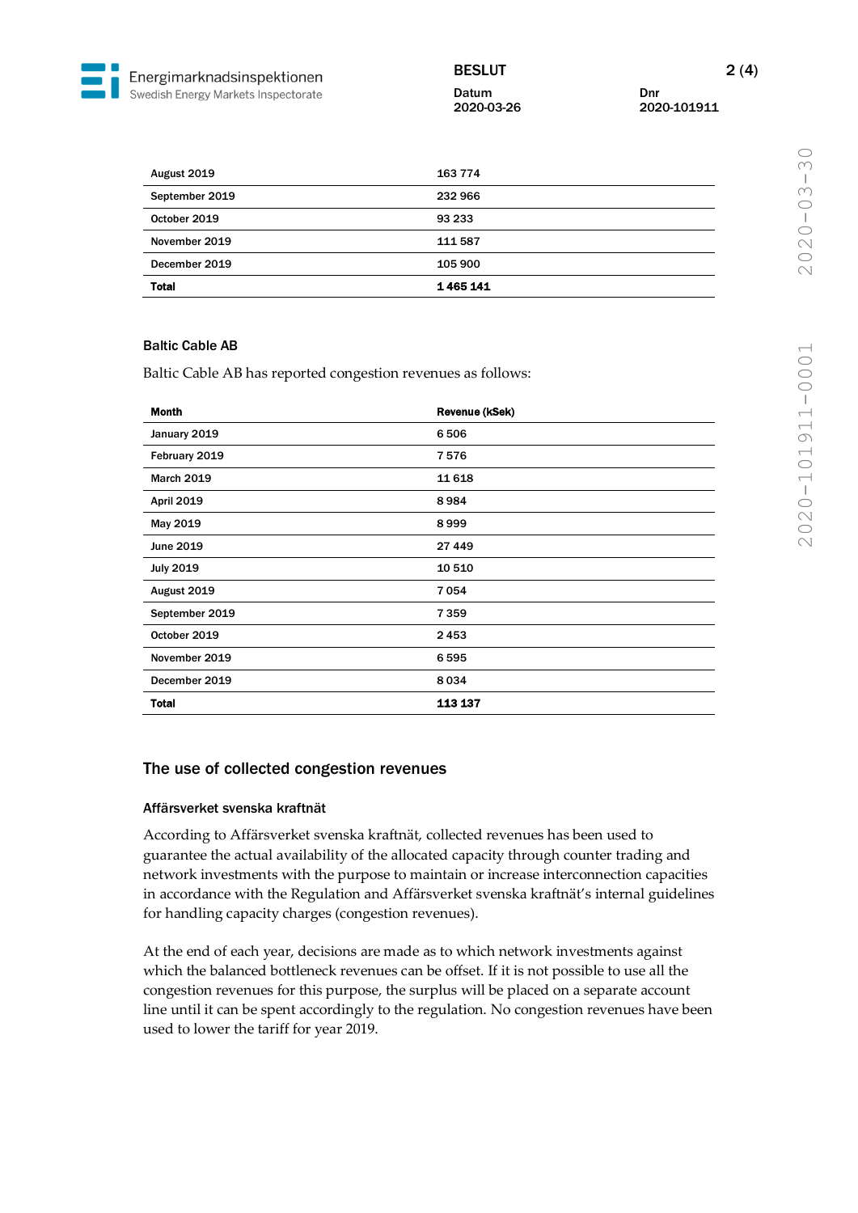| | |
|---|---|
| August 2019 | 163 774 |
| September 2019 | 232 966 |
| October 2019 | 93 233 |
| November 2019 | 111 587 |
| December 2019 | 105 900 |
| **Total** | **1 465 141** |

### Baltic Cable AB

Baltic Cable AB has reported congestion revenues as follows:

| Month | Revenue (kSek) |
|---|---|
| January 2019 | 6 506 |
| February 2019 | 7 576 |
| March 2019 | 11 618 |
| April 2019 | 8 984 |
| May 2019 | 8 999 |
| June 2019 | 27 449 |
| July 2019 | 10 510 |
| August 2019 | 7 054 |
| September 2019 | 7 359 |
| October 2019 | 2 453 |
| November 2019 | 6 595 |
| December 2019 | 8 034 |
| **Total** | **113 137** |

## The use of collected congestion revenues

### Affärsverket svenska kraftnät

According to Affärsverket svenska kraftnät, collected revenues has been used to guarantee the actual availability of the allocated capacity through counter trading and network investments with the purpose to maintain or increase interconnection capacities in accordance with the Regulation and Affärsverket svenska kraftnät's internal guidelines for handling capacity charges (congestion revenues).

At the end of each year, decisions are made as to which network investments against which the balanced bottleneck revenues can be offset. If it is not possible to use all the congestion revenues for this purpose, the surplus will be placed on a separate account line until it can be spent accordingly to the regulation. No congestion revenues have been used to lower the tariff for year 2019.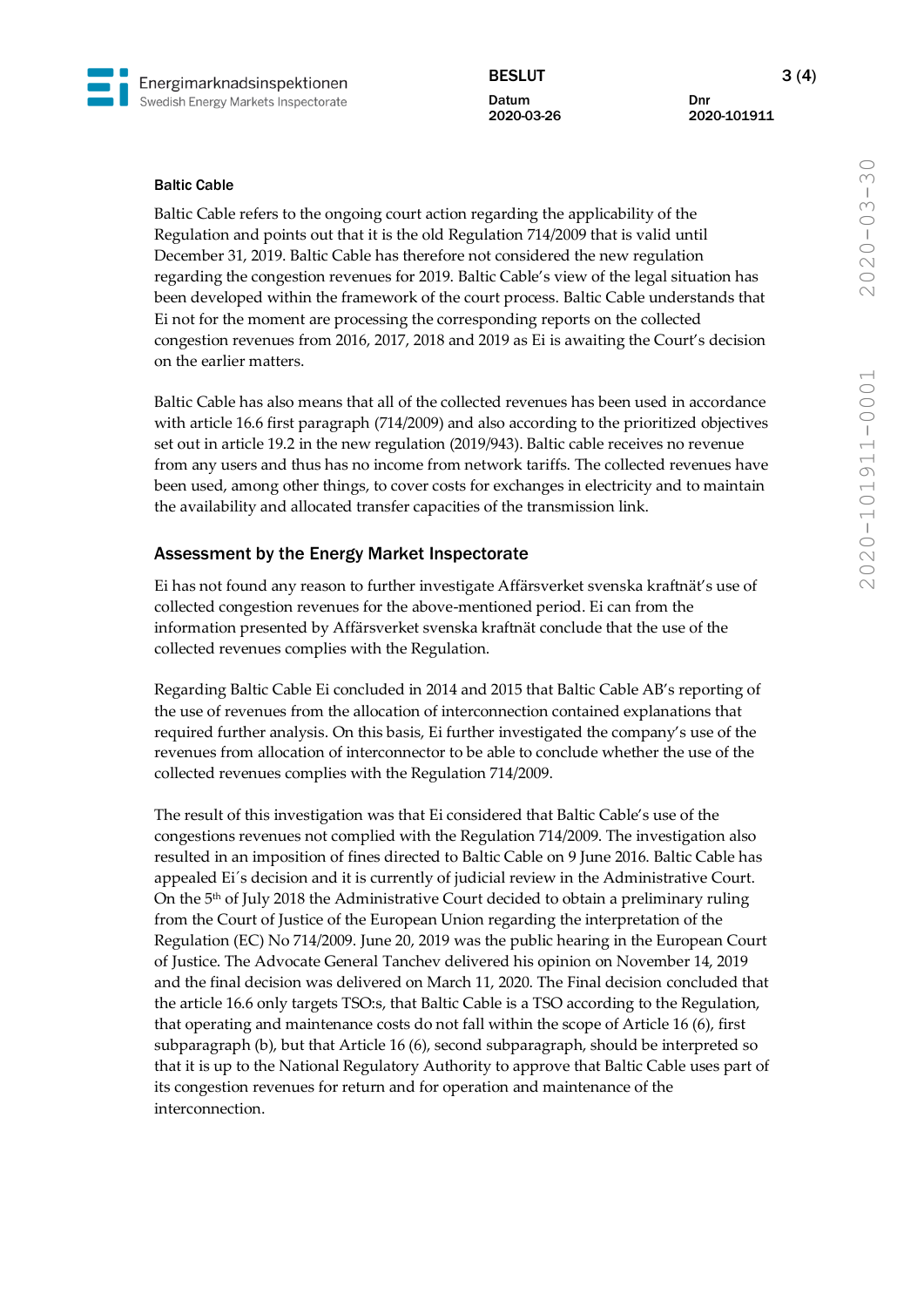**Baltic Cable**

Baltic Cable refers to the ongoing court action regarding the applicability of the Regulation and points out that it is the old Regulation 714/2009 that is valid until December 31, 2019. Baltic Cable has therefore not considered the new regulation regarding the congestion revenues for 2019. Baltic Cable's view of the legal situation has been developed within the framework of the court process. Baltic Cable understands that Ei not for the moment are processing the corresponding reports on the collected congestion revenues from 2016, 2017, 2018 and 2019 as Ei is awaiting the Court's decision on the earlier matters.

Baltic Cable has also means that all of the collected revenues has been used in accordance with article 16.6 first paragraph (714/2009) and also according to the prioritized objectives set out in article 19.2 in the new regulation (2019/943). Baltic cable receives no revenue from any users and thus has no income from network tariffs. The collected revenues have been used, among other things, to cover costs for exchanges in electricity and to maintain the availability and allocated transfer capacities of the transmission link.

## Assessment by the Energy Market Inspectorate

Ei has not found any reason to further investigate Affärsverket svenska kraftnät's use of collected congestion revenues for the above-mentioned period. Ei can from the information presented by Affärsverket svenska kraftnät conclude that the use of the collected revenues complies with the Regulation.

Regarding Baltic Cable Ei concluded in 2014 and 2015 that Baltic Cable AB's reporting of the use of revenues from the allocation of interconnection contained explanations that required further analysis. On this basis, Ei further investigated the company's use of the revenues from allocation of interconnector to be able to conclude whether the use of the collected revenues complies with the Regulation 714/2009.

The result of this investigation was that Ei considered that Baltic Cable's use of the congestions revenues not complied with the Regulation 714/2009. The investigation also resulted in an imposition of fines directed to Baltic Cable on 9 June 2016. Baltic Cable has appealed Ei´s decision and it is currently of judicial review in the Administrative Court. On the 5th of July 2018 the Administrative Court decided to obtain a preliminary ruling from the Court of Justice of the European Union regarding the interpretation of the Regulation (EC) No 714/2009. June 20, 2019 was the public hearing in the European Court of Justice. The Advocate General Tanchev delivered his opinion on November 14, 2019 and the final decision was delivered on March 11, 2020. The Final decision concluded that the article 16.6 only targets TSO:s, that Baltic Cable is a TSO according to the Regulation, that operating and maintenance costs do not fall within the scope of Article 16 (6), first subparagraph (b), but that Article 16 (6), second subparagraph, should be interpreted so that it is up to the National Regulatory Authority to approve that Baltic Cable uses part of its congestion revenues for return and for operation and maintenance of the interconnection.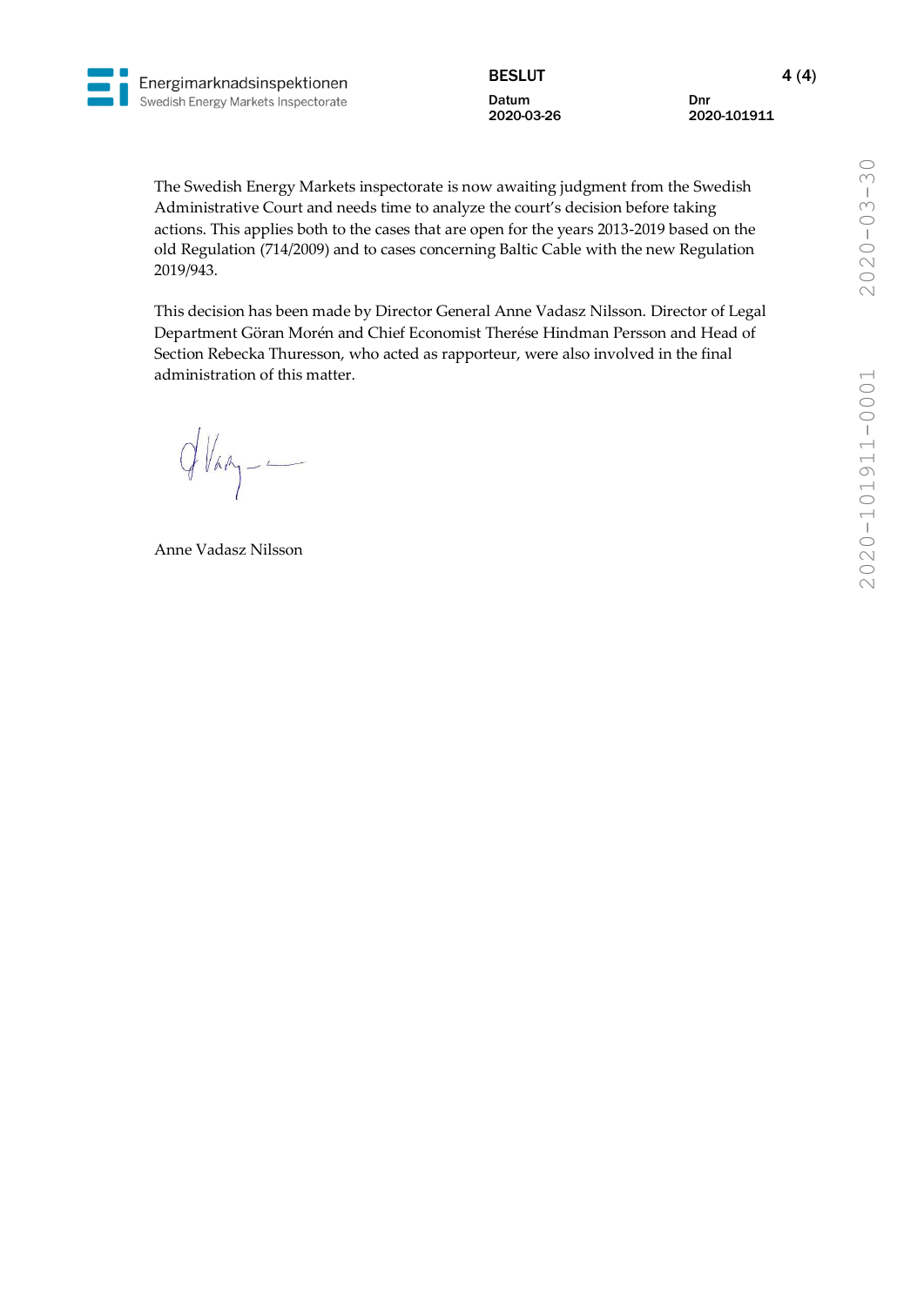The Swedish Energy Markets inspectorate is now awaiting judgment from the Swedish Administrative Court and needs time to analyze the court's decision before taking actions. This applies both to the cases that are open for the years 2013-2019 based on the old Regulation (714/2009) and to cases concerning Baltic Cable with the new Regulation 2019/943.

This decision has been made by Director General Anne Vadasz Nilsson. Director of Legal Department Göran Morén and Chief Economist Therése Hindman Persson and Head of Section Rebecka Thuresson, who acted as rapporteur, were also involved in the final administration of this matter.

Anne Vadasz Nilsson